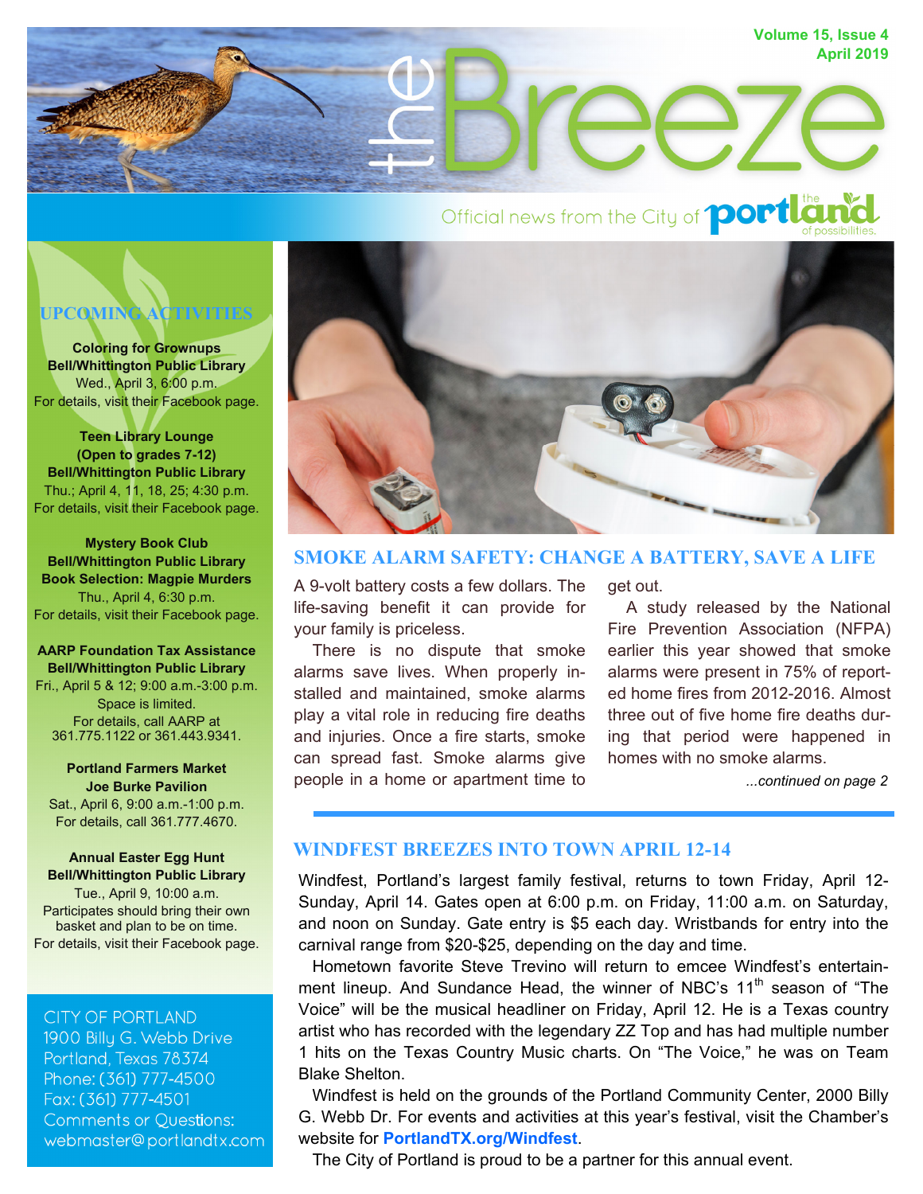# the Breeze

Volume 15, Issue 4
April 2019

Official news from the City of Portland — the land of possibilities.

## UPCOMING ACTIVITIES

**Coloring for Grownups**
**Bell/Whittington Public Library**
Wed., April 3, 6:00 p.m.
For details, visit their Facebook page.

**Teen Library Lounge**
**(Open to grades 7-12)**
**Bell/Whittington Public Library**
Thu.; April 4, 11, 18, 25; 4:30 p.m.
For details, visit their Facebook page.

**Mystery Book Club**
**Bell/Whittington Public Library**
**Book Selection: Magpie Murders**
Thu., April 4, 6:30 p.m.
For details, visit their Facebook page.

**AARP Foundation Tax Assistance**
**Bell/Whittington Public Library**
Fri., April 5 & 12; 9:00 a.m.-3:00 p.m.
Space is limited.
For details, call AARP at 361.775.1122 or 361.443.9341.

**Portland Farmers Market**
**Joe Burke Pavilion**
Sat., April 6, 9:00 a.m.-1:00 p.m.
For details, call 361.777.4670.

**Annual Easter Egg Hunt**
**Bell/Whittington Public Library**
Tue., April 9, 10:00 a.m.
Participates should bring their own basket and plan to be on time.
For details, visit their Facebook page.

CITY OF PORTLAND
1900 Billy G. Webb Drive
Portland, Texas 78374
Phone: (361) 777-4500
Fax: (361) 777-4501
Comments or Questions:
webmaster@portlandtx.com

## SMOKE ALARM SAFETY: CHANGE A BATTERY, SAVE A LIFE

A 9-volt battery costs a few dollars. The life-saving benefit it can provide for your family is priceless.

There is no dispute that smoke alarms save lives. When properly installed and maintained, smoke alarms play a vital role in reducing fire deaths and injuries. Once a fire starts, smoke can spread fast. Smoke alarms give people in a home or apartment time to get out.

A study released by the National Fire Prevention Association (NFPA) earlier this year showed that smoke alarms were present in 75% of reported home fires from 2012-2016. Almost three out of five home fire deaths during that period were happened in homes with no smoke alarms.

*...continued on page 2*

## WINDFEST BREEZES INTO TOWN APRIL 12-14

Windfest, Portland's largest family festival, returns to town Friday, April 12-Sunday, April 14. Gates open at 6:00 p.m. on Friday, 11:00 a.m. on Saturday, and noon on Sunday. Gate entry is $5 each day. Wristbands for entry into the carnival range from $20-$25, depending on the day and time.

Hometown favorite Steve Trevino will return to emcee Windfest's entertainment lineup. And Sundance Head, the winner of NBC's 11th season of "The Voice" will be the musical headliner on Friday, April 12. He is a Texas country artist who has recorded with the legendary ZZ Top and has had multiple number 1 hits on the Texas Country Music charts. On "The Voice," he was on Team Blake Shelton.

Windfest is held on the grounds of the Portland Community Center, 2000 Billy G. Webb Dr. For events and activities at this year's festival, visit the Chamber's website for **PortlandTX.org/Windfest**.

The City of Portland is proud to be a partner for this annual event.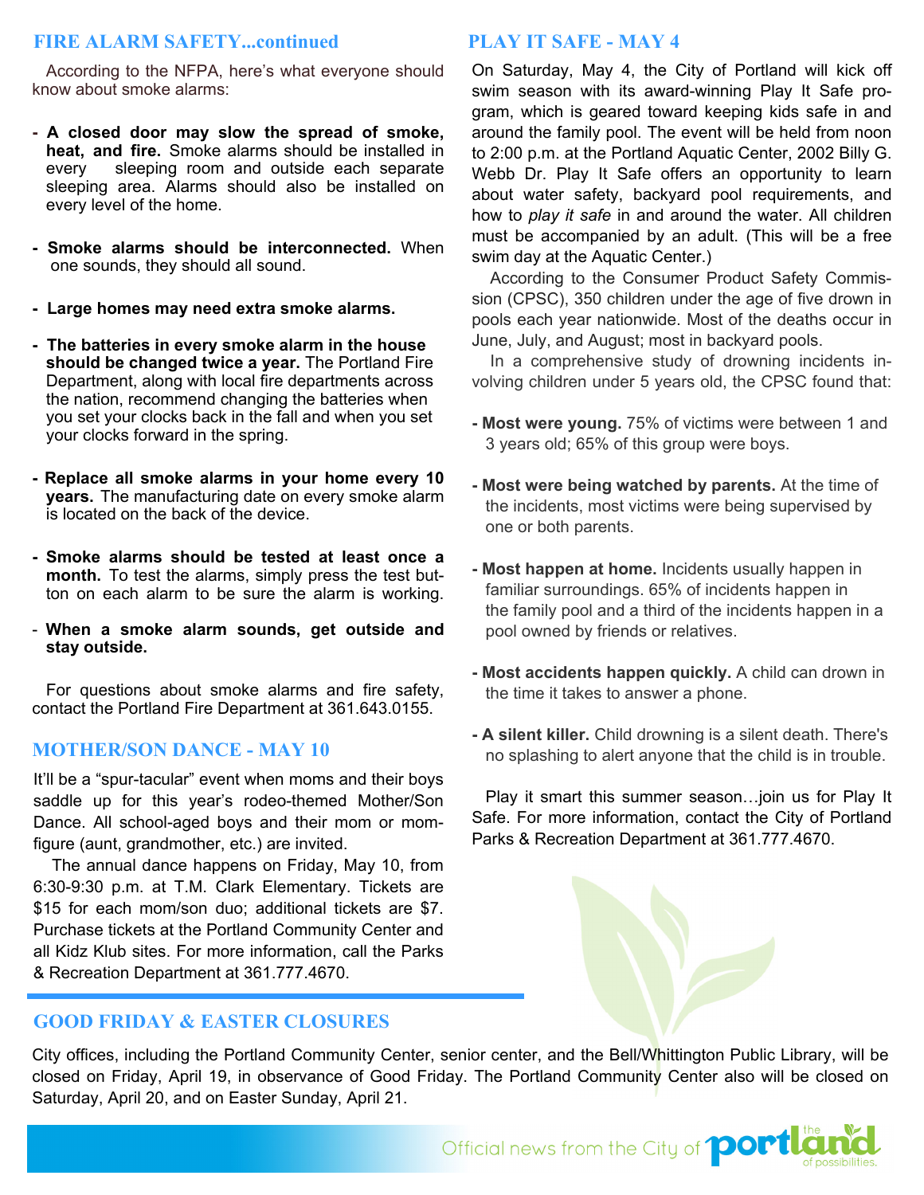## FIRE ALARM SAFETY...continued

According to the NFPA, here's what everyone should know about smoke alarms:

- **A closed door may slow the spread of smoke, heat, and fire.** Smoke alarms should be installed in every sleeping room and outside each separate sleeping area. Alarms should also be installed on every level of the home.

- **Smoke alarms should be interconnected.** When one sounds, they should all sound.

- **Large homes may need extra smoke alarms.**

- **The batteries in every smoke alarm in the house should be changed twice a year.** The Portland Fire Department, along with local fire departments across the nation, recommend changing the batteries when you set your clocks back in the fall and when you set your clocks forward in the spring.

- **Replace all smoke alarms in your home every 10 years.** The manufacturing date on every smoke alarm is located on the back of the device.

- **Smoke alarms should be tested at least once a month.** To test the alarms, simply press the test button on each alarm to be sure the alarm is working.

- **When a smoke alarm sounds, get outside and stay outside.**

For questions about smoke alarms and fire safety, contact the Portland Fire Department at 361.643.0155.

## MOTHER/SON DANCE - MAY 10

It'll be a "spur-tacular" event when moms and their boys saddle up for this year's rodeo-themed Mother/Son Dance. All school-aged boys and their mom or mom-figure (aunt, grandmother, etc.) are invited.

The annual dance happens on Friday, May 10, from 6:30-9:30 p.m. at T.M. Clark Elementary. Tickets are $15 for each mom/son duo; additional tickets are $7. Purchase tickets at the Portland Community Center and all Kidz Klub sites. For more information, call the Parks & Recreation Department at 361.777.4670.

## PLAY IT SAFE - MAY 4

On Saturday, May 4, the City of Portland will kick off swim season with its award-winning Play It Safe program, which is geared toward keeping kids safe in and around the family pool. The event will be held from noon to 2:00 p.m. at the Portland Aquatic Center, 2002 Billy G. Webb Dr. Play It Safe offers an opportunity to learn about water safety, backyard pool requirements, and how to *play it safe* in and around the water. All children must be accompanied by an adult. (This will be a free swim day at the Aquatic Center.)

According to the Consumer Product Safety Commission (CPSC), 350 children under the age of five drown in pools each year nationwide. Most of the deaths occur in June, July, and August; most in backyard pools.

In a comprehensive study of drowning incidents involving children under 5 years old, the CPSC found that:

- **Most were young.** 75% of victims were between 1 and 3 years old; 65% of this group were boys.

- **Most were being watched by parents.** At the time of the incidents, most victims were being supervised by one or both parents.

- **Most happen at home.** Incidents usually happen in familiar surroundings. 65% of incidents happen in the family pool and a third of the incidents happen in a pool owned by friends or relatives.

- **Most accidents happen quickly.** A child can drown in the time it takes to answer a phone.

- **A silent killer.** Child drowning is a silent death. There's no splashing to alert anyone that the child is in trouble.

Play it smart this summer season…join us for Play It Safe. For more information, contact the City of Portland Parks & Recreation Department at 361.777.4670.

## GOOD FRIDAY & EASTER CLOSURES

City offices, including the Portland Community Center, senior center, and the Bell/Whittington Public Library, will be closed on Friday, April 19, in observance of Good Friday. The Portland Community Center also will be closed on Saturday, April 20, and on Easter Sunday, April 21.